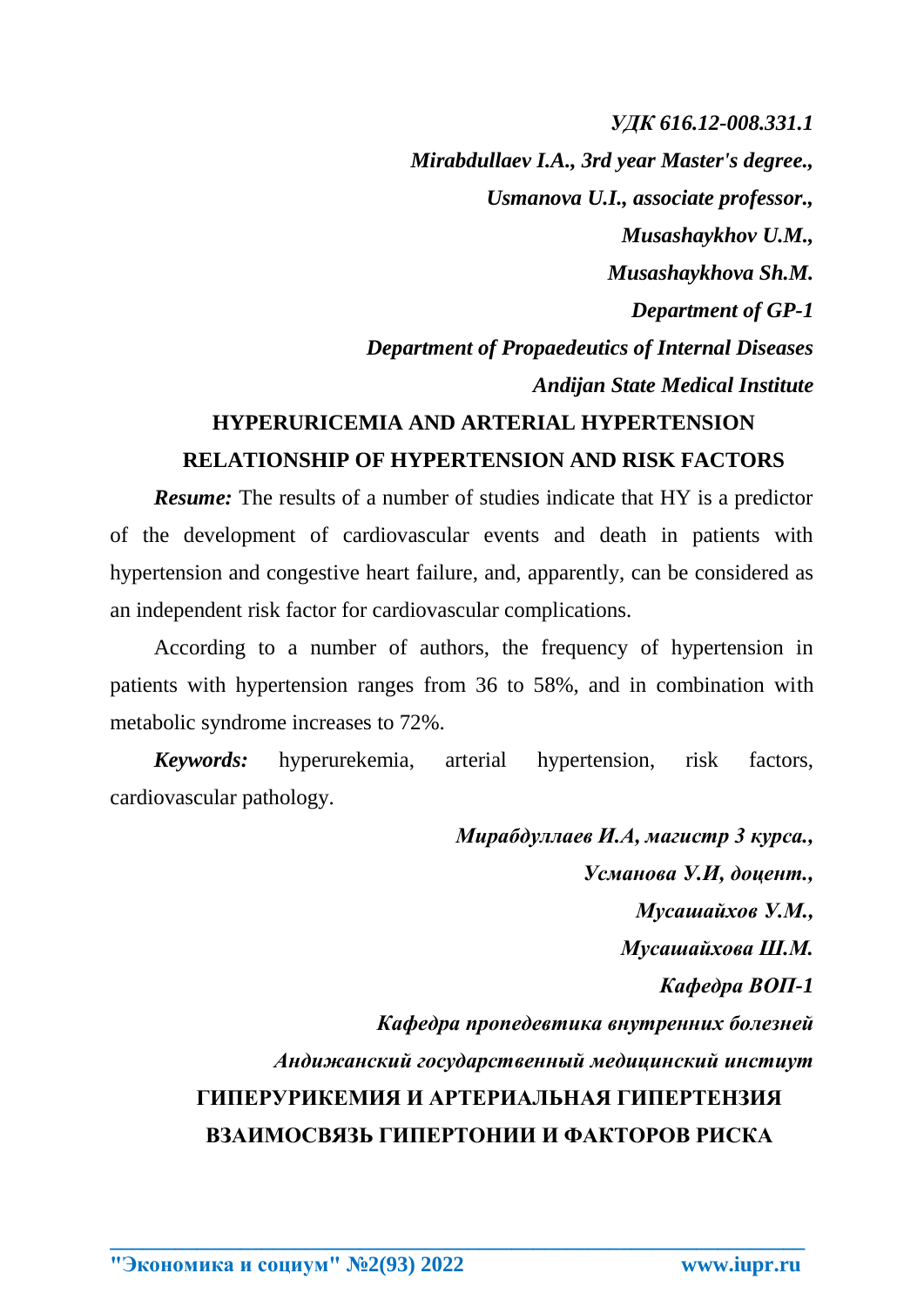*УДК 616.12-008.331.1*

***Mirabdullaev I.A., 3rd year Master's degree.,***

***Usmanova U.I., associate professor.,***

***Musashaykhov U.M.,***

***Musashaykhova Sh.M.***

***Department of GP-1***

***Department of Propaedeutics of Internal Diseases***

***Andijan State Medical Institute***

## HYPERURICEMIA AND ARTERIAL HYPERTENSION RELATIONSHIP OF HYPERTENSION AND RISK FACTORS

***Resume:*** The results of a number of studies indicate that HY is a predictor of the development of cardiovascular events and death in patients with hypertension and congestive heart failure, and, apparently, can be considered as an independent risk factor for cardiovascular complications.

According to a number of authors, the frequency of hypertension in patients with hypertension ranges from 36 to 58%, and in combination with metabolic syndrome increases to 72%.

***Keywords:*** hyperurekemia, arterial hypertension, risk factors, cardiovascular pathology.

***Мирабдуллаев И.А, магистр 3 курса.,***

***Усманова У.И, доцент.,***

***Мусашайхов У.М.,***

***Мусашайхова Ш.М.***

***Кафедра ВОП-1***

***Кафедра пропедевтика внутренних болезней***

***Андижанский государственный медицинский инстиут***

## ГИПЕРУРИКЕМИЯ И АРТЕРИАЛЬНАЯ ГИПЕРТЕНЗИЯ ВЗАИМОСВЯЗЬ ГИПЕРТОНИИ И ФАКТОРОВ РИСКА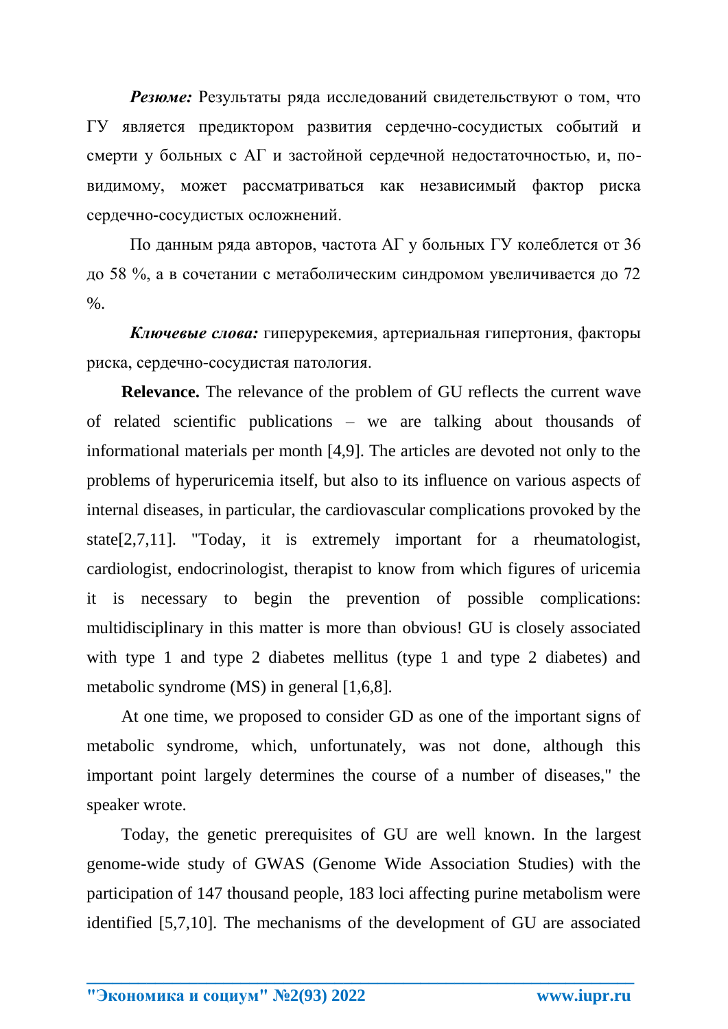***Резюме:*** Результаты ряда исследований свидетельствуют о том, что ГУ является предиктором развития сердечно-сосудистых событий и смерти у больных с АГ и застойной сердечной недостаточностью, и, по-видимому, может рассматриваться как независимый фактор риска сердечно-сосудистых осложнений.

По данным ряда авторов, частота АГ у больных ГУ колеблется от 36 до 58 %, а в сочетании с метаболическим синдромом увеличивается до 72 %.

***Ключевые слова:*** гиперурекемия, артериальная гипертония, факторы риска, сердечно-сосудистая патология.

**Relevance.** The relevance of the problem of GU reflects the current wave of related scientific publications – we are talking about thousands of informational materials per month [4,9]. The articles are devoted not only to the problems of hyperuricemia itself, but also to its influence on various aspects of internal diseases, in particular, the cardiovascular complications provoked by the state[2,7,11]. "Today, it is extremely important for a rheumatologist, cardiologist, endocrinologist, therapist to know from which figures of uricemia it is necessary to begin the prevention of possible complications: multidisciplinary in this matter is more than obvious! GU is closely associated with type 1 and type 2 diabetes mellitus (type 1 and type 2 diabetes) and metabolic syndrome (MS) in general [1,6,8].

At one time, we proposed to consider GD as one of the important signs of metabolic syndrome, which, unfortunately, was not done, although this important point largely determines the course of a number of diseases," the speaker wrote.

Today, the genetic prerequisites of GU are well known. In the largest genome-wide study of GWAS (Genome Wide Association Studies) with the participation of 147 thousand people, 183 loci affecting purine metabolism were identified [5,7,10]. The mechanisms of the development of GU are associated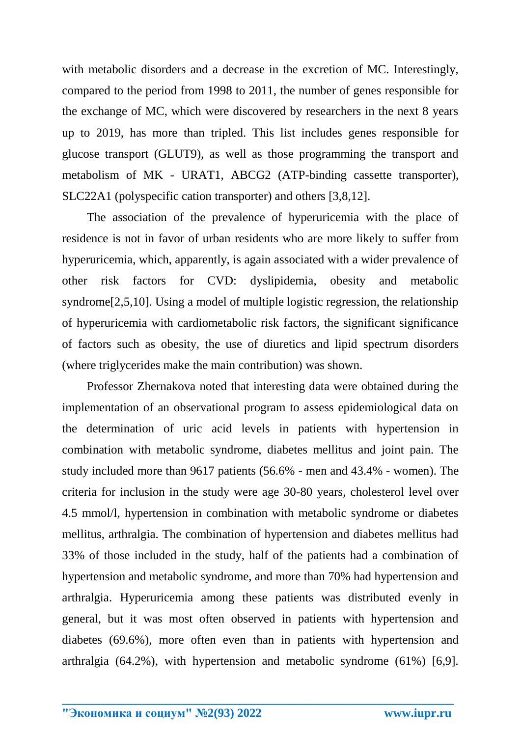with metabolic disorders and a decrease in the excretion of MC. Interestingly, compared to the period from 1998 to 2011, the number of genes responsible for the exchange of MC, which were discovered by researchers in the next 8 years up to 2019, has more than tripled. This list includes genes responsible for glucose transport (GLUT9), as well as those programming the transport and metabolism of MK - URAT1, ABCG2 (ATP-binding cassette transporter), SLC22A1 (polyspecific cation transporter) and others [3,8,12].

The association of the prevalence of hyperuricemia with the place of residence is not in favor of urban residents who are more likely to suffer from hyperuricemia, which, apparently, is again associated with a wider prevalence of other risk factors for CVD: dyslipidemia, obesity and metabolic syndrome[2,5,10]. Using a model of multiple logistic regression, the relationship of hyperuricemia with cardiometabolic risk factors, the significant significance of factors such as obesity, the use of diuretics and lipid spectrum disorders (where triglycerides make the main contribution) was shown.

Professor Zhernakova noted that interesting data were obtained during the implementation of an observational program to assess epidemiological data on the determination of uric acid levels in patients with hypertension in combination with metabolic syndrome, diabetes mellitus and joint pain. The study included more than 9617 patients (56.6% - men and 43.4% - women). The criteria for inclusion in the study were age 30-80 years, cholesterol level over 4.5 mmol/l, hypertension in combination with metabolic syndrome or diabetes mellitus, arthralgia. The combination of hypertension and diabetes mellitus had 33% of those included in the study, half of the patients had a combination of hypertension and metabolic syndrome, and more than 70% had hypertension and arthralgia. Hyperuricemia among these patients was distributed evenly in general, but it was most often observed in patients with hypertension and diabetes (69.6%), more often even than in patients with hypertension and arthralgia (64.2%), with hypertension and metabolic syndrome (61%) [6,9].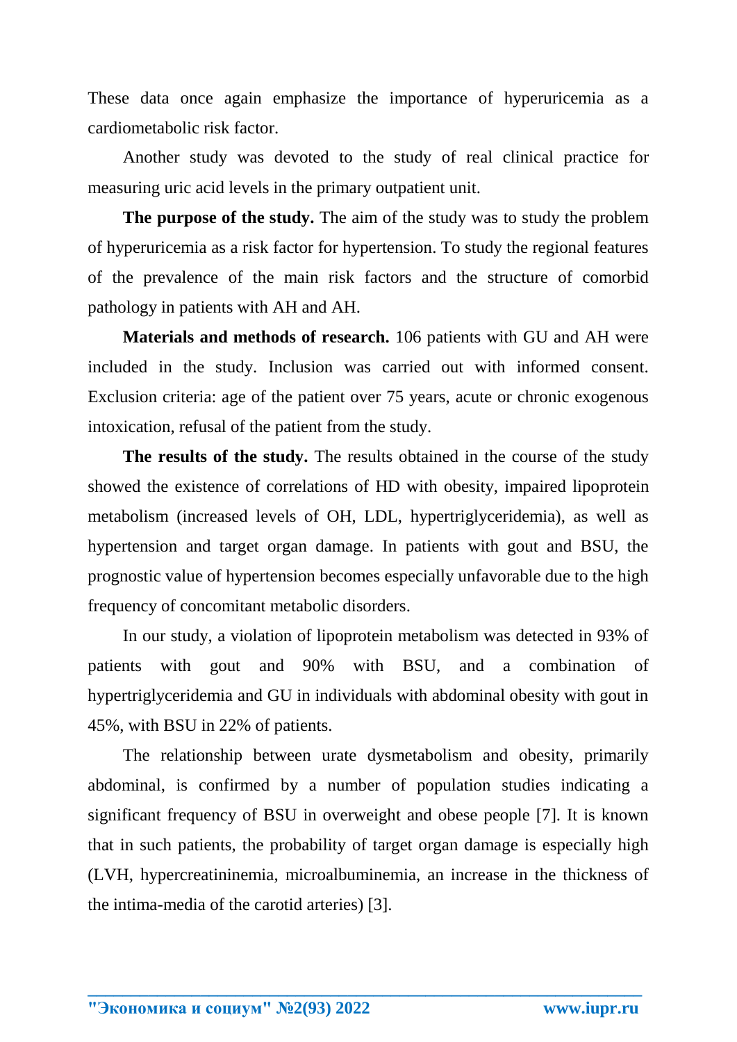These data once again emphasize the importance of hyperuricemia as a cardiometabolic risk factor.

Another study was devoted to the study of real clinical practice for measuring uric acid levels in the primary outpatient unit.

**The purpose of the study.** The aim of the study was to study the problem of hyperuricemia as a risk factor for hypertension. To study the regional features of the prevalence of the main risk factors and the structure of comorbid pathology in patients with AH and AH.

**Materials and methods of research.** 106 patients with GU and AH were included in the study. Inclusion was carried out with informed consent. Exclusion criteria: age of the patient over 75 years, acute or chronic exogenous intoxication, refusal of the patient from the study.

**The results of the study.** The results obtained in the course of the study showed the existence of correlations of HD with obesity, impaired lipoprotein metabolism (increased levels of OH, LDL, hypertriglyceridemia), as well as hypertension and target organ damage. In patients with gout and BSU, the prognostic value of hypertension becomes especially unfavorable due to the high frequency of concomitant metabolic disorders.

In our study, a violation of lipoprotein metabolism was detected in 93% of patients with gout and 90% with BSU, and a combination of hypertriglyceridemia and GU in individuals with abdominal obesity with gout in 45%, with BSU in 22% of patients.

The relationship between urate dysmetabolism and obesity, primarily abdominal, is confirmed by a number of population studies indicating a significant frequency of BSU in overweight and obese people [7]. It is known that in such patients, the probability of target organ damage is especially high (LVH, hypercreatininemia, microalbuminemia, an increase in the thickness of the intima-media of the carotid arteries) [3].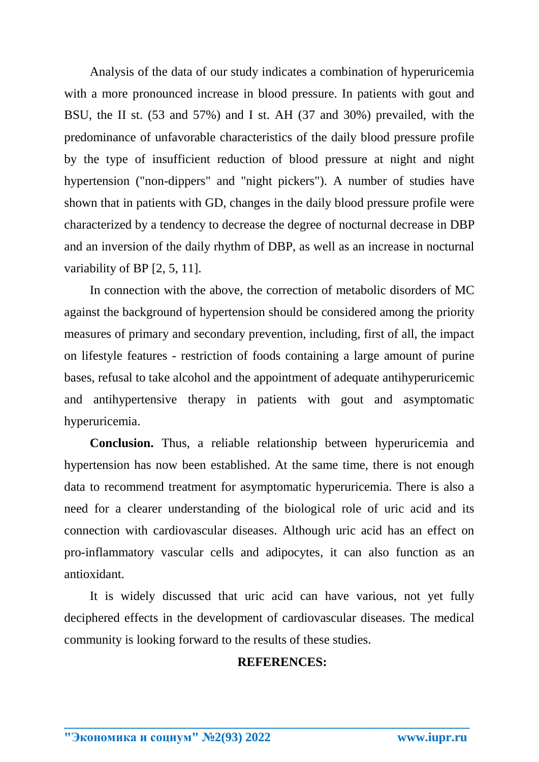Analysis of the data of our study indicates a combination of hyperuricemia with a more pronounced increase in blood pressure. In patients with gout and BSU, the II st. (53 and 57%) and I st. AH (37 and 30%) prevailed, with the predominance of unfavorable characteristics of the daily blood pressure profile by the type of insufficient reduction of blood pressure at night and night hypertension ("non-dippers" and "night pickers"). A number of studies have shown that in patients with GD, changes in the daily blood pressure profile were characterized by a tendency to decrease the degree of nocturnal decrease in DBP and an inversion of the daily rhythm of DBP, as well as an increase in nocturnal variability of BP [2, 5, 11].

In connection with the above, the correction of metabolic disorders of MC against the background of hypertension should be considered among the priority measures of primary and secondary prevention, including, first of all, the impact on lifestyle features - restriction of foods containing a large amount of purine bases, refusal to take alcohol and the appointment of adequate antihyperuricemic and antihypertensive therapy in patients with gout and asymptomatic hyperuricemia.

**Conclusion.** Thus, a reliable relationship between hyperuricemia and hypertension has now been established. At the same time, there is not enough data to recommend treatment for asymptomatic hyperuricemia. There is also a need for a clearer understanding of the biological role of uric acid and its connection with cardiovascular diseases. Although uric acid has an effect on pro-inflammatory vascular cells and adipocytes, it can also function as an antioxidant.

It is widely discussed that uric acid can have various, not yet fully deciphered effects in the development of cardiovascular diseases. The medical community is looking forward to the results of these studies.

## REFERENCES: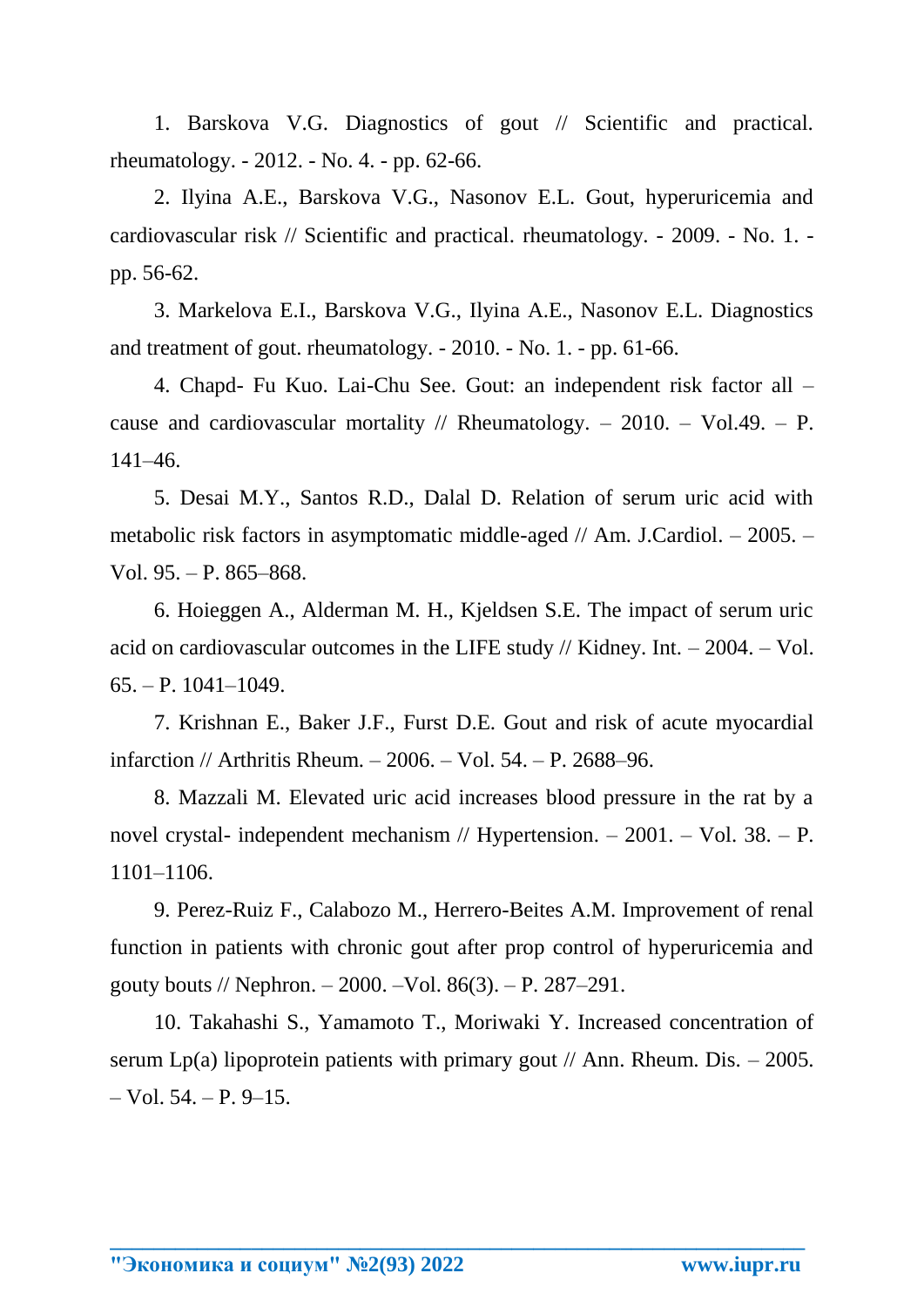1. Barskova V.G. Diagnostics of gout // Scientific and practical. rheumatology. - 2012. - No. 4. - pp. 62-66.

2. Ilyina A.E., Barskova V.G., Nasonov E.L. Gout, hyperuricemia and cardiovascular risk // Scientific and practical. rheumatology. - 2009. - No. 1. - pp. 56-62.

3. Markelova E.I., Barskova V.G., Ilyina A.E., Nasonov E.L. Diagnostics and treatment of gout. rheumatology. - 2010. - No. 1. - pp. 61-66.

4. Chapd- Fu Kuo. Lai-Chu See. Gout: an independent risk factor all – cause and cardiovascular mortality // Rheumatology. – 2010. – Vol.49. – P. 141–46.

5. Desai M.Y., Santos R.D., Dalal D. Relation of serum uric acid with metabolic risk factors in asymptomatic middle-aged // Am. J.Cardiol. – 2005. – Vol. 95. – P. 865–868.

6. Hoieggen A., Alderman M. H., Kjeldsen S.E. The impact of serum uric acid on cardiovascular outcomes in the LIFE study // Kidney. Int. – 2004. – Vol. 65. – P. 1041–1049.

7. Krishnan E., Baker J.F., Furst D.E. Gout and risk of acute myocardial infarction // Arthritis Rheum. – 2006. – Vol. 54. – P. 2688–96.

8. Mazzali M. Elevated uric acid increases blood pressure in the rat by a novel crystal- independent mechanism // Hypertension. – 2001. – Vol. 38. – P. 1101–1106.

9. Perez-Ruiz F., Calabozo M., Herrero-Beites A.M. Improvement of renal function in patients with chronic gout after prop control of hyperuricemia and gouty bouts // Nephron. – 2000. –Vol. 86(3). – P. 287–291.

10. Takahashi S., Yamamoto T., Moriwaki Y. Increased concentration of serum Lp(a) lipoprotein patients with primary gout // Ann. Rheum. Dis. – 2005. – Vol. 54. – P. 9–15.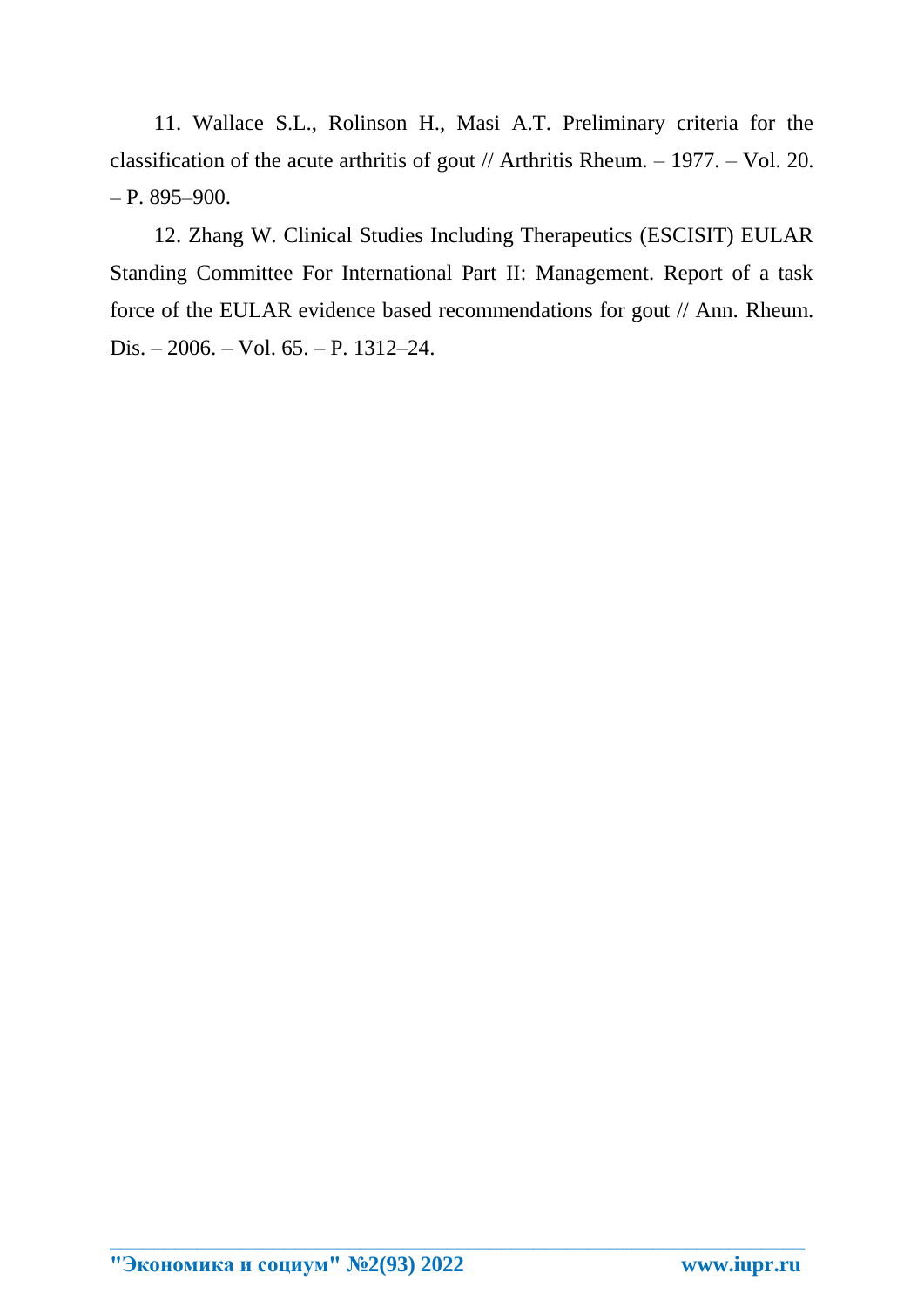11. Wallace S.L., Rolinson H., Masi A.T. Preliminary criteria for the classification of the acute arthritis of gout // Arthritis Rheum. – 1977. – Vol. 20. – P. 895–900.

12. Zhang W. Clinical Studies Including Therapeutics (ESCISIT) EULAR Standing Committee For International Part II: Management. Report of a task force of the EULAR evidence based recommendations for gout // Ann. Rheum. Dis. – 2006. – Vol. 65. – P. 1312–24.